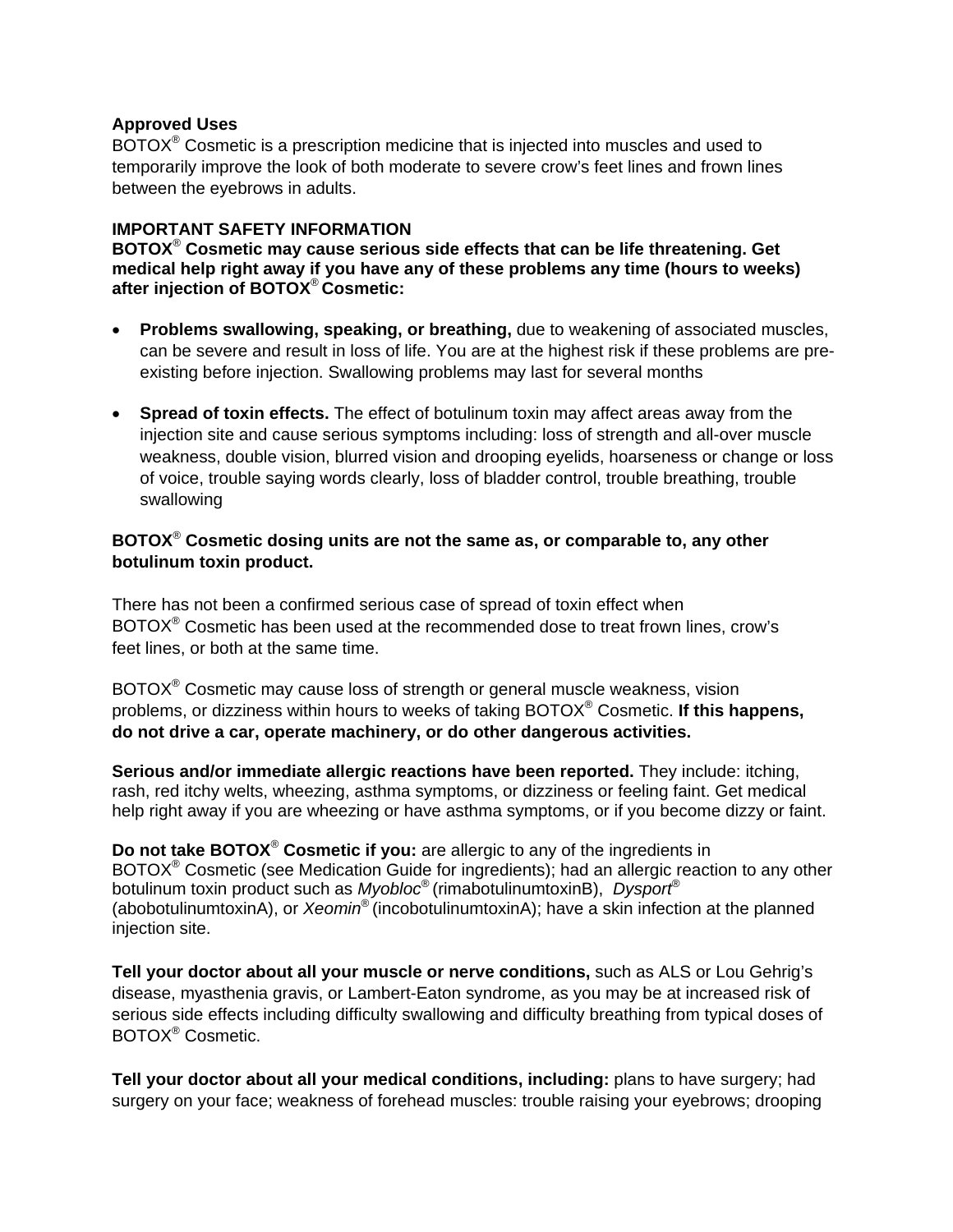**Approved Uses**

BOTOX® Cosmetic is a prescription medicine that is injected into muscles and used to temporarily improve the look of both moderate to severe crow's feet lines and frown lines between the eyebrows in adults.

**IMPORTANT SAFETY INFORMATION**

**BOTOX® Cosmetic may cause serious side effects that can be life threatening. Get medical help right away if you have any of these problems any time (hours to weeks) after injection of BOTOX® Cosmetic:**

- **Problems swallowing, speaking, or breathing,** due to weakening of associated muscles, can be severe and result in loss of life. You are at the highest risk if these problems are pre-existing before injection. Swallowing problems may last for several months
- **Spread of toxin effects.** The effect of botulinum toxin may affect areas away from the injection site and cause serious symptoms including: loss of strength and all-over muscle weakness, double vision, blurred vision and drooping eyelids, hoarseness or change or loss of voice, trouble saying words clearly, loss of bladder control, trouble breathing, trouble swallowing

**BOTOX® Cosmetic dosing units are not the same as, or comparable to, any other botulinum toxin product.**

There has not been a confirmed serious case of spread of toxin effect when BOTOX® Cosmetic has been used at the recommended dose to treat frown lines, crow's feet lines, or both at the same time.

BOTOX® Cosmetic may cause loss of strength or general muscle weakness, vision problems, or dizziness within hours to weeks of taking BOTOX® Cosmetic. **If this happens, do not drive a car, operate machinery, or do other dangerous activities.**

**Serious and/or immediate allergic reactions have been reported.** They include: itching, rash, red itchy welts, wheezing, asthma symptoms, or dizziness or feeling faint. Get medical help right away if you are wheezing or have asthma symptoms, or if you become dizzy or faint.

**Do not take BOTOX® Cosmetic if you:** are allergic to any of the ingredients in BOTOX® Cosmetic (see Medication Guide for ingredients); had an allergic reaction to any other botulinum toxin product such as *Myobloc®* (rimabotulinumtoxinB), *Dysport®* (abobotulinumtoxinA), or *Xeomin®* (incobotulinumtoxinA); have a skin infection at the planned injection site.

**Tell your doctor about all your muscle or nerve conditions,** such as ALS or Lou Gehrig's disease, myasthenia gravis, or Lambert-Eaton syndrome, as you may be at increased risk of serious side effects including difficulty swallowing and difficulty breathing from typical doses of BOTOX® Cosmetic.

**Tell your doctor about all your medical conditions, including:** plans to have surgery; had surgery on your face; weakness of forehead muscles: trouble raising your eyebrows; drooping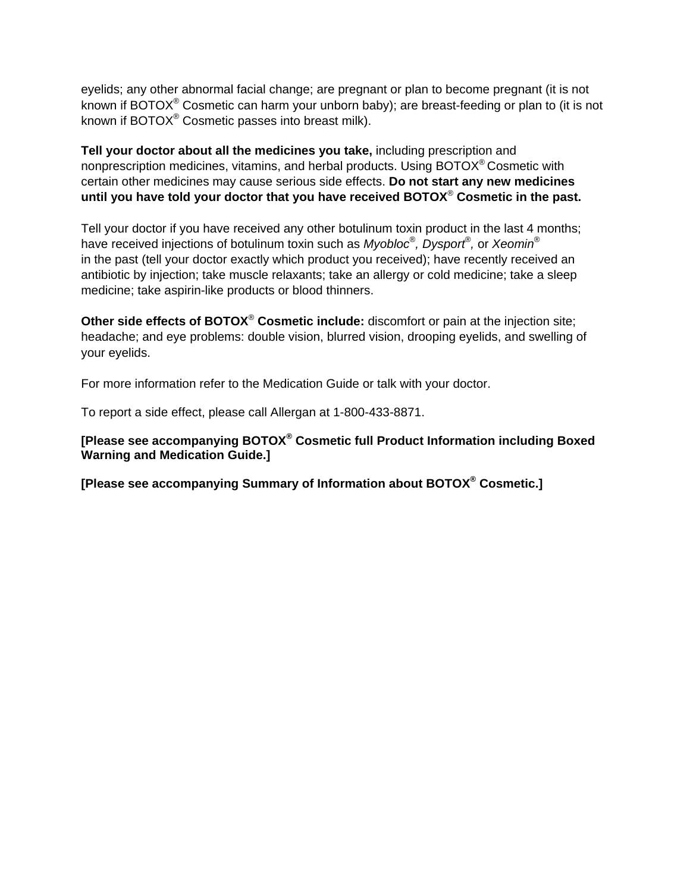eyelids; any other abnormal facial change; are pregnant or plan to become pregnant (it is not known if BOTOX® Cosmetic can harm your unborn baby); are breast-feeding or plan to (it is not known if BOTOX® Cosmetic passes into breast milk).

**Tell your doctor about all the medicines you take,** including prescription and nonprescription medicines, vitamins, and herbal products. Using BOTOX® Cosmetic with certain other medicines may cause serious side effects. **Do not start any new medicines until you have told your doctor that you have received BOTOX® Cosmetic in the past.**

Tell your doctor if you have received any other botulinum toxin product in the last 4 months; have received injections of botulinum toxin such as *Myobloc®, Dysport®,* or *Xeomin®* in the past (tell your doctor exactly which product you received); have recently received an antibiotic by injection; take muscle relaxants; take an allergy or cold medicine; take a sleep medicine; take aspirin-like products or blood thinners.

**Other side effects of BOTOX® Cosmetic include:** discomfort or pain at the injection site; headache; and eye problems: double vision, blurred vision, drooping eyelids, and swelling of your eyelids.

For more information refer to the Medication Guide or talk with your doctor.

To report a side effect, please call Allergan at 1-800-433-8871.

**[Please see accompanying BOTOX® Cosmetic full Product Information including Boxed Warning and Medication Guide.]**

**[Please see accompanying Summary of Information about BOTOX® Cosmetic.]**